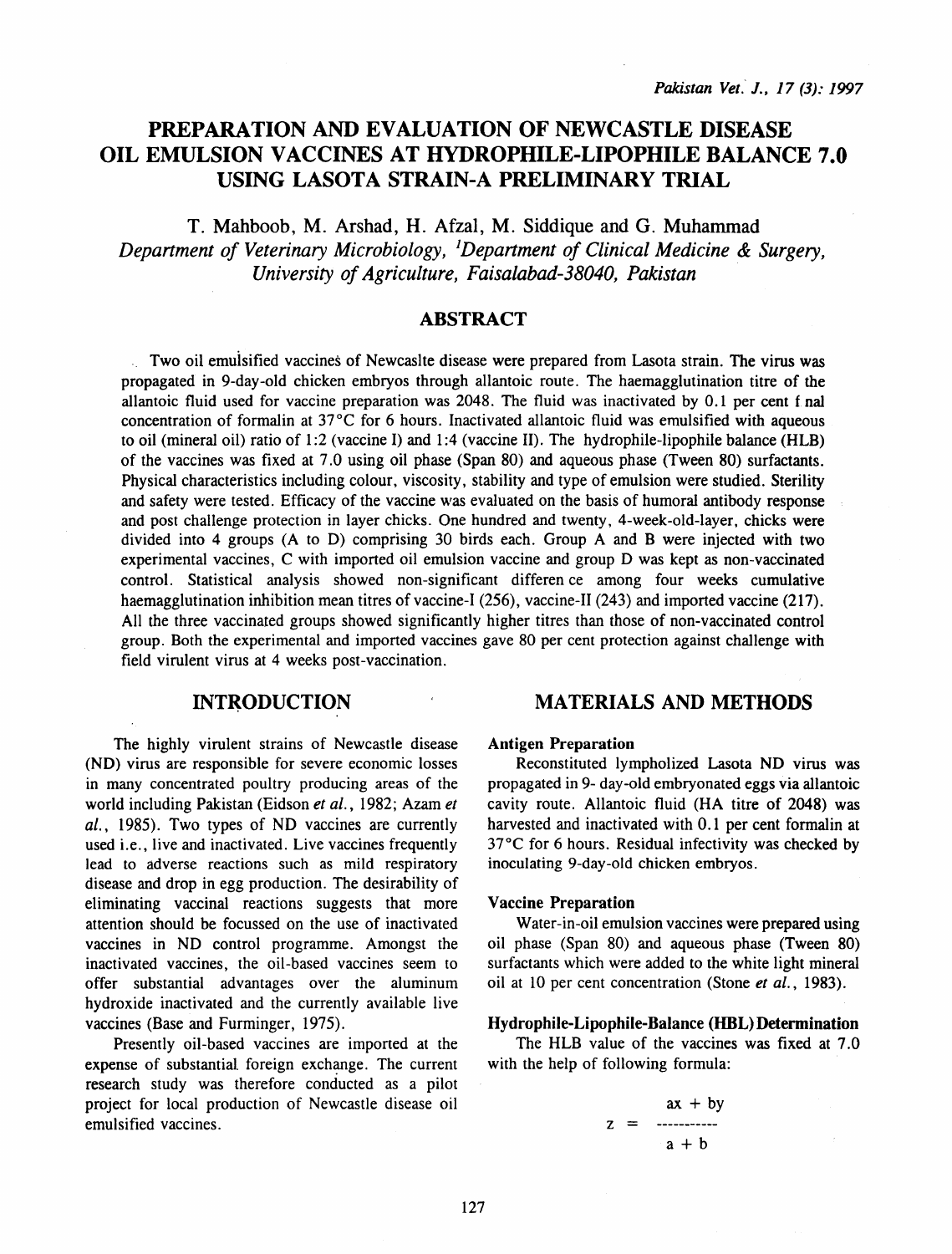# PREPARATION AND EVALUATION OF NEWCASTLE DISEASE OIL EMULSION VACCINES AT HYDROPHILE-LIPOPHILE BALANCE 7.0 USING LASOTA STRAIN-A PRELIMINARY TRIAL

T. Mahboob, M. Arshad, H. Afzal, M. Siddique and G. Muhammad

*Department of Veterinary Microbiology, [1]Department of Clinical Medicine & Surgery, University of Agriculture, Faisalabad-38040, Pakistan*

## ABSTRACT

Two oil emulsified vaccines of Newcaslte disease were prepared from Lasota strain. The virus was propagated in 9-day-old chicken embryos through allantoic route. The haemagglutination titre of the allantoic fluid used for vaccine preparation was 2048. The fluid was inactivated by 0.1 per cent f nal concentration of formalin at 37°C for 6 hours. Inactivated allantoic fluid was emulsified with aqueous to oil (mineral oil) ratio of 1:2 (vaccine I) and 1:4 (vaccine II). The hydrophile-lipophile balance (HLB) of the vaccines was fixed at 7.0 using oil phase (Span 80) and aqueous phase (Tween 80) surfactants. Physical characteristics including colour, viscosity, stability and type of emulsion were studied. Sterility and safety were tested. Efficacy of the vaccine was evaluated on the basis of humoral antibody response and post challenge protection in layer chicks. One hundred and twenty, 4-week-old-layer, chicks were divided into 4 groups (A to D) comprising 30 birds each. Group A and B were injected with two experimental vaccines, C with imported oil emulsion vaccine and group D was kept as non-vaccinated control. Statistical analysis showed non-significant differen ce among four weeks cumulative haemagglutination inhibition mean titres of vaccine-I (256), vaccine-II (243) and imported vaccine (217). All the three vaccinated groups showed significantly higher titres than those of non-vaccinated control group. Both the experimental and imported vaccines gave 80 per cent protection against challenge with field virulent virus at 4 weeks post-vaccination.

## INTRODUCTION

The highly virulent strains of Newcastle disease (ND) virus are responsible for severe economic losses in many concentrated poultry producing areas of the world including Pakistan (Eidson *et al.*, 1982; Azam *et al.*, 1985). Two types of ND vaccines are currently used i.e., live and inactivated. Live vaccines frequently lead to adverse reactions such as mild respiratory disease and drop in egg production. The desirability of eliminating vaccinal reactions suggests that more attention should be focussed on the use of inactivated vaccines in ND control programme. Amongst the inactivated vaccines, the oil-based vaccines seem to offer substantial advantages over the aluminum hydroxide inactivated and the currently available live vaccines (Base and Furminger, 1975).

Presently oil-based vaccines are imported at the expense of substantial foreign exchange. The current research study was therefore conducted as a pilot project for local production of Newcastle disease oil emulsified vaccines.

## MATERIALS AND METHODS

### Antigen Preparation

Reconstituted lympholized Lasota ND virus was propagated in 9- day-old embryonated eggs via allantoic cavity route. Allantoic fluid (HA titre of 2048) was harvested and inactivated with 0.1 per cent formalin at 37°C for 6 hours. Residual infectivity was checked by inoculating 9-day-old chicken embryos.

### Vaccine Preparation

Water-in-oil emulsion vaccines were prepared using oil phase (Span 80) and aqueous phase (Tween 80) surfactants which were added to the white light mineral oil at 10 per cent concentration (Stone *et al.*, 1983).

### Hydrophile-Lipophile-Balance (HBL) Determination

The HLB value of the vaccines was fixed at 7.0 with the help of following formula:

$$z = \frac{ax + by}{a + b}$$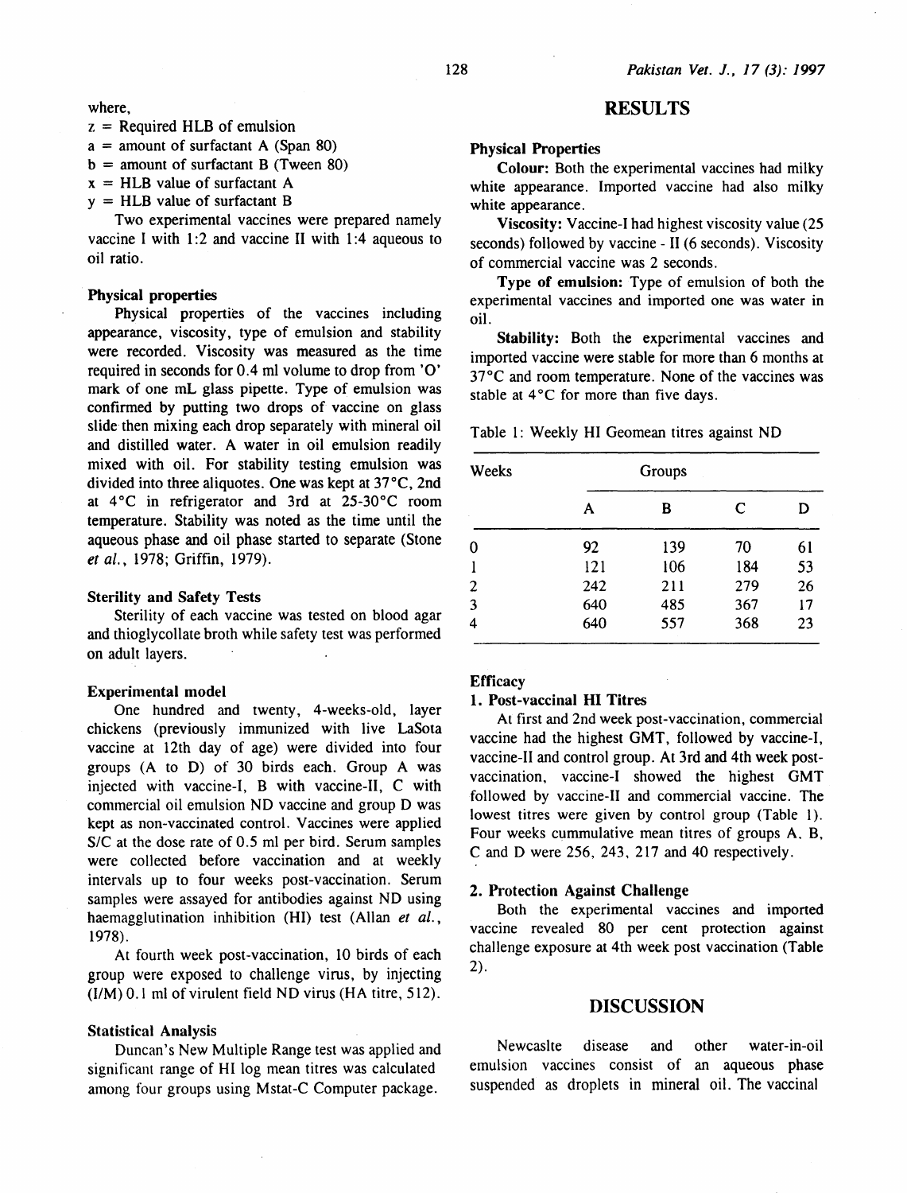where,

$z$ = Required HLB of emulsion
$a$ = amount of surfactant A (Span 80)
$b$ = amount of surfactant B (Tween 80)
$x$ = HLB value of surfactant A
$y$ = HLB value of surfactant B

Two experimental vaccines were prepared namely vaccine I with 1:2 and vaccine II with 1:4 aqueous to oil ratio.

### Physical properties

Physical properties of the vaccines including appearance, viscosity, type of emulsion and stability were recorded. Viscosity was measured as the time required in seconds for 0.4 ml volume to drop from 'O' mark of one mL glass pipette. Type of emulsion was confirmed by putting two drops of vaccine on glass slide then mixing each drop separately with mineral oil and distilled water. A water in oil emulsion readily mixed with oil. For stability testing emulsion was divided into three aliquotes. One was kept at 37°C, 2nd at 4°C in refrigerator and 3rd at 25-30°C room temperature. Stability was noted as the time until the aqueous phase and oil phase started to separate (Stone *et al.*, 1978; Griffin, 1979).

### Sterility and Safety Tests

Sterility of each vaccine was tested on blood agar and thioglycollate broth while safety test was performed on adult layers.

### Experimental model

One hundred and twenty, 4-weeks-old, layer chickens (previously immunized with live LaSota vaccine at 12th day of age) were divided into four groups (A to D) of 30 birds each. Group A was injected with vaccine-I, B with vaccine-II, C with commercial oil emulsion ND vaccine and group D was kept as non-vaccinated control. Vaccines were applied S/C at the dose rate of 0.5 ml per bird. Serum samples were collected before vaccination and at weekly intervals up to four weeks post-vaccination. Serum samples were assayed for antibodies against ND using haemagglutination inhibition (HI) test (Allan *et al.*, 1978).

At fourth week post-vaccination, 10 birds of each group were exposed to challenge virus, by injecting (I/M) 0.1 ml of virulent field ND virus (HA titre, 512).

### Statistical Analysis

Duncan's New Multiple Range test was applied and significant range of HI log mean titres was calculated among four groups using Mstat-C Computer package.

## RESULTS

### Physical Properties

**Colour:** Both the experimental vaccines had milky white appearance. Imported vaccine had also milky white appearance.

**Viscosity:** Vaccine-I had highest viscosity value (25 seconds) followed by vaccine - II (6 seconds). Viscosity of commercial vaccine was 2 seconds.

**Type of emulsion:** Type of emulsion of both the experimental vaccines and imported one was water in oil.

**Stability:** Both the experimental vaccines and imported vaccine were stable for more than 6 months at 37°C and room temperature. None of the vaccines was stable at 4°C for more than five days.

Table 1: Weekly HI Geomean titres against ND

| Weeks | Groups | | | |
|---|---|---|---|---|
| | A | B | C | D |
| 0 | 92 | 139 | 70 | 61 |
| 1 | 121 | 106 | 184 | 53 |
| 2 | 242 | 211 | 279 | 26 |
| 3 | 640 | 485 | 367 | 17 |
| 4 | 640 | 557 | 368 | 23 |

### Efficacy

#### 1. Post-vaccinal HI Titres

At first and 2nd week post-vaccination, commercial vaccine had the highest GMT, followed by vaccine-I, vaccine-II and control group. At 3rd and 4th week post-vaccination, vaccine-I showed the highest GMT followed by vaccine-II and commercial vaccine. The lowest titres were given by control group (Table 1). Four weeks cummulative mean titres of groups A, B, C and D were 256, 243, 217 and 40 respectively.

#### 2. Protection Against Challenge

Both the experimental vaccines and imported vaccine revealed 80 per cent protection against challenge exposure at 4th week post vaccination (Table 2).

## DISCUSSION

Newcaslte disease and other water-in-oil emulsion vaccines consist of an aqueous phase suspended as droplets in mineral oil. The vaccinal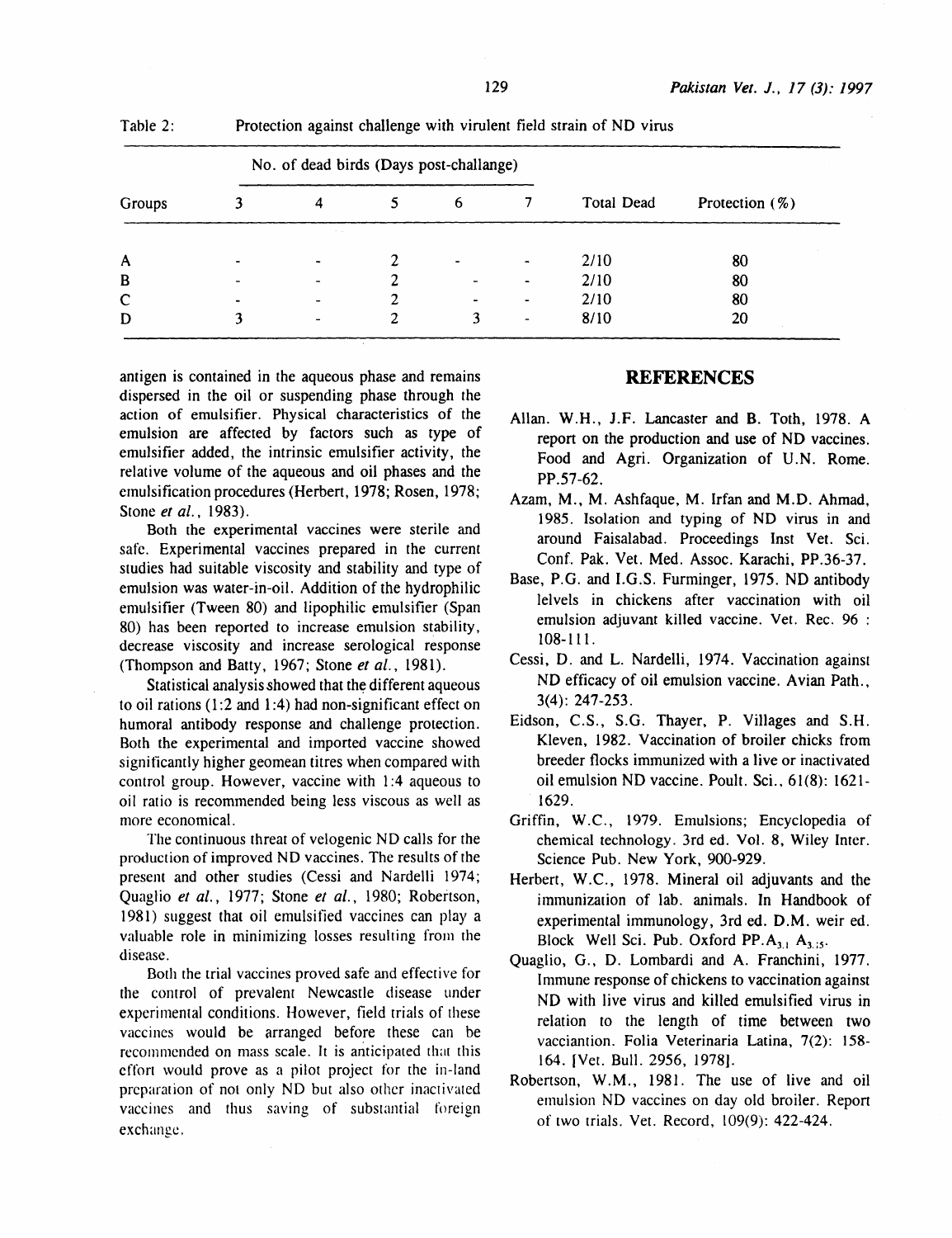Table 2: Protection against challenge with virulent field strain of ND virus

| Groups | No. of dead birds (Days post-challange) | | | | | Total Dead | Protection (%) |
|---|---|---|---|---|---|---|---|
| | 3 | 4 | 5 | 6 | 7 | | |
| A | - | - | 2 | - | - | 2/10 | 80 |
| B | - | - | 2 | - | - | 2/10 | 80 |
| C | - | - | 2 | - | - | 2/10 | 80 |
| D | 3 | - | 2 | 3 | - | 8/10 | 20 |

antigen is contained in the aqueous phase and remains dispersed in the oil or suspending phase through the action of emulsifier. Physical characteristics of the emulsion are affected by factors such as type of emulsifier added, the intrinsic emulsifier activity, the relative volume of the aqueous and oil phases and the emulsification procedures (Herbert, 1978; Rosen, 1978; Stone *et al.*, 1983).

Both the experimental vaccines were sterile and safe. Experimental vaccines prepared in the current studies had suitable viscosity and stability and type of emulsion was water-in-oil. Addition of the hydrophilic emulsifier (Tween 80) and lipophilic emulsifier (Span 80) has been reported to increase emulsion stability, decrease viscosity and increase serological response (Thompson and Batty, 1967; Stone *et al.*, 1981).

Statistical analysis showed that the different aqueous to oil rations (1:2 and 1:4) had non-significant effect on humoral antibody response and challenge protection. Both the experimental and imported vaccine showed significantly higher geomean titres when compared with control group. However, vaccine with 1:4 aqueous to oil ratio is recommended being less viscous as well as more economical.

The continuous threat of velogenic ND calls for the production of improved ND vaccines. The results of the present and other studies (Cessi and Nardelli 1974; Quaglio *et al.*, 1977; Stone *et al.*, 1980; Robertson, 1981) suggest that oil emulsified vaccines can play a valuable role in minimizing losses resulting from the disease.

Both the trial vaccines proved safe and effective for the control of prevalent Newcastle disease under experimental conditions. However, field trials of these vaccines would be arranged before these can be recommended on mass scale. It is anticipated that this effort would prove as a pilot project for the in-land preparation of not only ND but also other inactivated vaccines and thus saving of substantial foreign exchange.

## REFERENCES

Allan. W.H., J.F. Lancaster and B. Toth, 1978. A report on the production and use of ND vaccines. Food and Agri. Organization of U.N. Rome. PP.57-62.

Azam, M., M. Ashfaque, M. Irfan and M.D. Ahmad, 1985. Isolation and typing of ND virus in and around Faisalabad. Proceedings Inst Vet. Sci. Conf. Pak. Vet. Med. Assoc. Karachi, PP.36-37.

Base, P.G. and I.G.S. Furminger, 1975. ND antibody lelvels in chickens after vaccination with oil emulsion adjuvant killed vaccine. Vet. Rec. 96 : 108-111.

Cessi, D. and L. Nardelli, 1974. Vaccination against ND efficacy of oil emulsion vaccine. Avian Path., 3(4): 247-253.

Eidson, C.S., S.G. Thayer, P. Villages and S.H. Kleven, 1982. Vaccination of broiler chicks from breeder flocks immunized with a live or inactivated oil emulsion ND vaccine. Poult. Sci., 61(8): 1621-1629.

Griffin, W.C., 1979. Emulsions; Encyclopedia of chemical technology. 3rd ed. Vol. 8, Wiley Inter. Science Pub. New York, 900-929.

Herbert, W.C., 1978. Mineral oil adjuvants and the immunization of lab. animals. In Handbook of experimental immunology, 3rd ed. D.M. weir ed. Block Well Sci. Pub. Oxford PP.$A_{3.1}$ $A_{3.15}$.

Quaglio, G., D. Lombardi and A. Franchini, 1977. Immune response of chickens to vaccination against ND with live virus and killed emulsified virus in relation to the length of time between two vacciantion. Folia Veterinaria Latina, 7(2): 158-164. [Vet. Bull. 2956, 1978].

Robertson, W.M., 1981. The use of live and oil emulsion ND vaccines on day old broiler. Report of two trials. Vet. Record, 109(9): 422-424.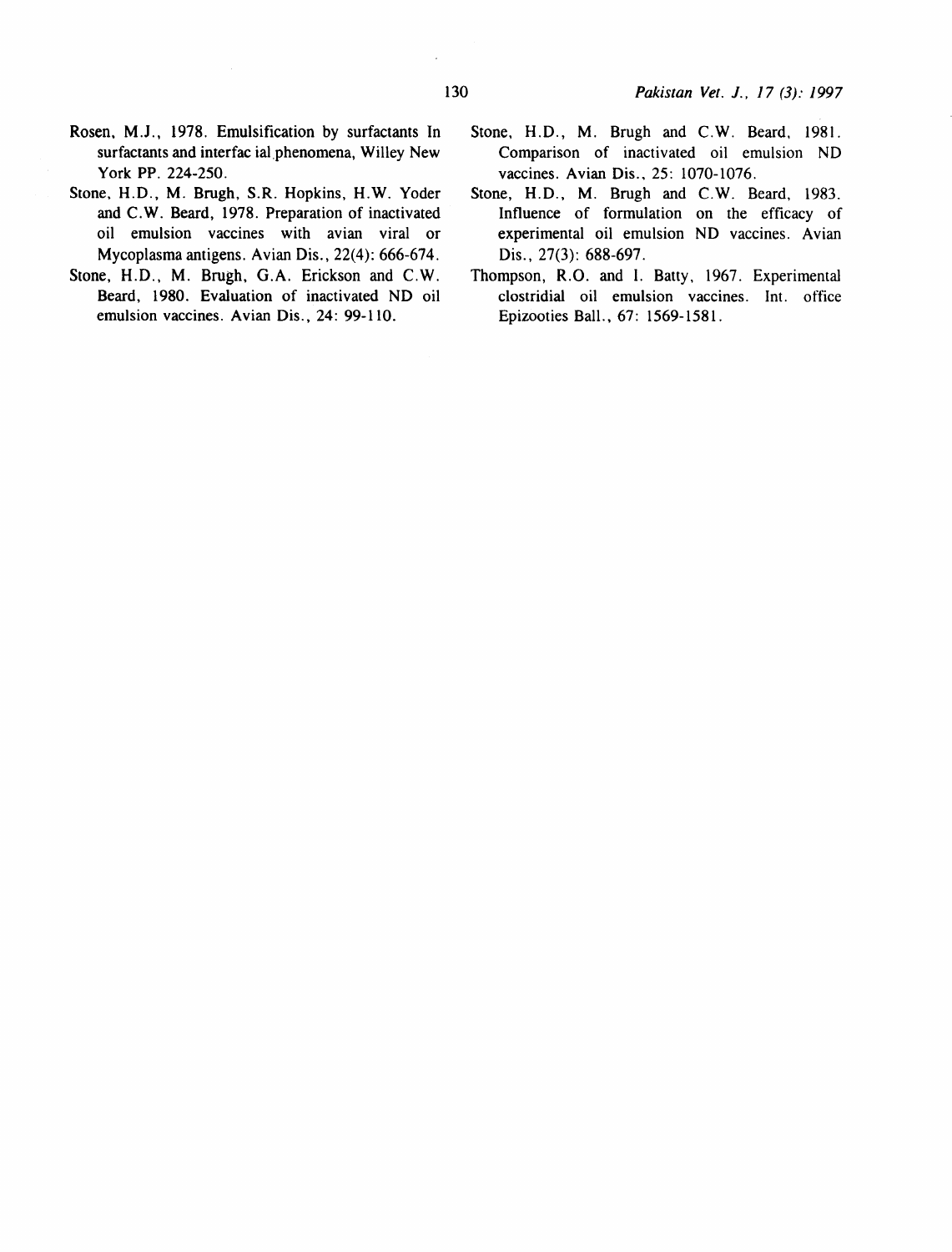Rosen, M.J., 1978. Emulsification by surfactants In surfactants and interfac ial phenomena, Willey New York PP. 224-250.

Stone, H.D., M. Brugh, S.R. Hopkins, H.W. Yoder and C.W. Beard, 1978. Preparation of inactivated oil emulsion vaccines with avian viral or Mycoplasma antigens. Avian Dis., 22(4): 666-674.

Stone, H.D., M. Brugh, G.A. Erickson and C.W. Beard, 1980. Evaluation of inactivated ND oil emulsion vaccines. Avian Dis., 24: 99-110.

Stone, H.D., M. Brugh and C.W. Beard, 1981. Comparison of inactivated oil emulsion ND vaccines. Avian Dis., 25: 1070-1076.

Stone, H.D., M. Brugh and C.W. Beard, 1983. Influence of formulation on the efficacy of experimental oil emulsion ND vaccines. Avian Dis., 27(3): 688-697.

Thompson, R.O. and I. Batty, 1967. Experimental clostridial oil emulsion vaccines. Int. office Epizooties Ball., 67: 1569-1581.